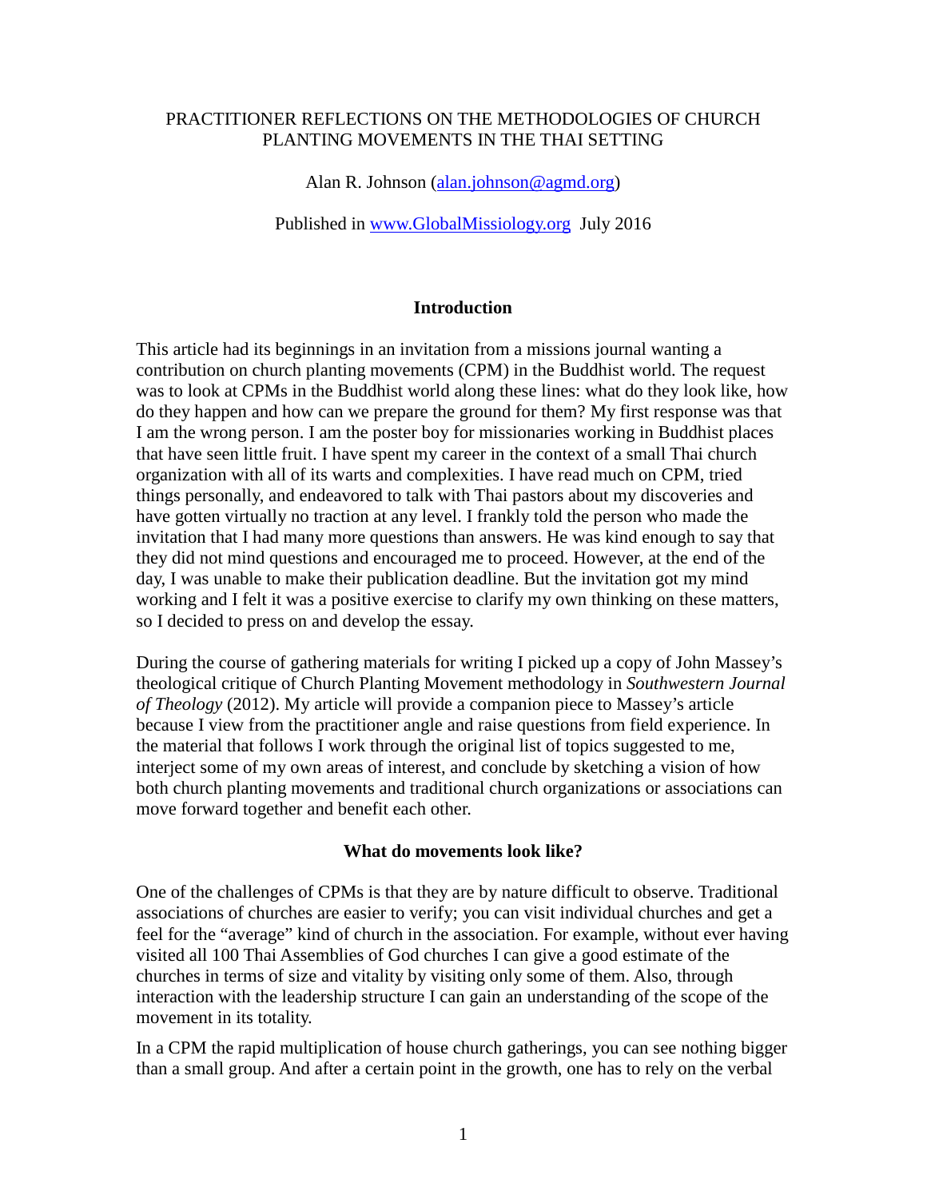# PRACTITIONER REFLECTIONS ON THE METHODOLOGIES OF CHURCH PLANTING MOVEMENTS IN THE THAI SETTING

Alan R. Johnson (alan.johnson@agmd.org)

Published in www.GlobalMissiology.org July 2016

## Introduction

This article had its beginnings in an invitation from a missions journal wanting a contribution on church planting movements (CPM) in the Buddhist world. The request was to look at CPMs in the Buddhist world along these lines: what do they look like, how do they happen and how can we prepare the ground for them? My first response was that I am the wrong person. I am the poster boy for missionaries working in Buddhist places that have seen little fruit. I have spent my career in the context of a small Thai church organization with all of its warts and complexities. I have read much on CPM, tried things personally, and endeavored to talk with Thai pastors about my discoveries and have gotten virtually no traction at any level. I frankly told the person who made the invitation that I had many more questions than answers. He was kind enough to say that they did not mind questions and encouraged me to proceed. However, at the end of the day, I was unable to make their publication deadline. But the invitation got my mind working and I felt it was a positive exercise to clarify my own thinking on these matters, so I decided to press on and develop the essay.

During the course of gathering materials for writing I picked up a copy of John Massey's theological critique of Church Planting Movement methodology in *Southwestern Journal of Theology* (2012). My article will provide a companion piece to Massey's article because I view from the practitioner angle and raise questions from field experience. In the material that follows I work through the original list of topics suggested to me, interject some of my own areas of interest, and conclude by sketching a vision of how both church planting movements and traditional church organizations or associations can move forward together and benefit each other.

## What do movements look like?

One of the challenges of CPMs is that they are by nature difficult to observe. Traditional associations of churches are easier to verify; you can visit individual churches and get a feel for the "average" kind of church in the association. For example, without ever having visited all 100 Thai Assemblies of God churches I can give a good estimate of the churches in terms of size and vitality by visiting only some of them. Also, through interaction with the leadership structure I can gain an understanding of the scope of the movement in its totality.

In a CPM the rapid multiplication of house church gatherings, you can see nothing bigger than a small group. And after a certain point in the growth, one has to rely on the verbal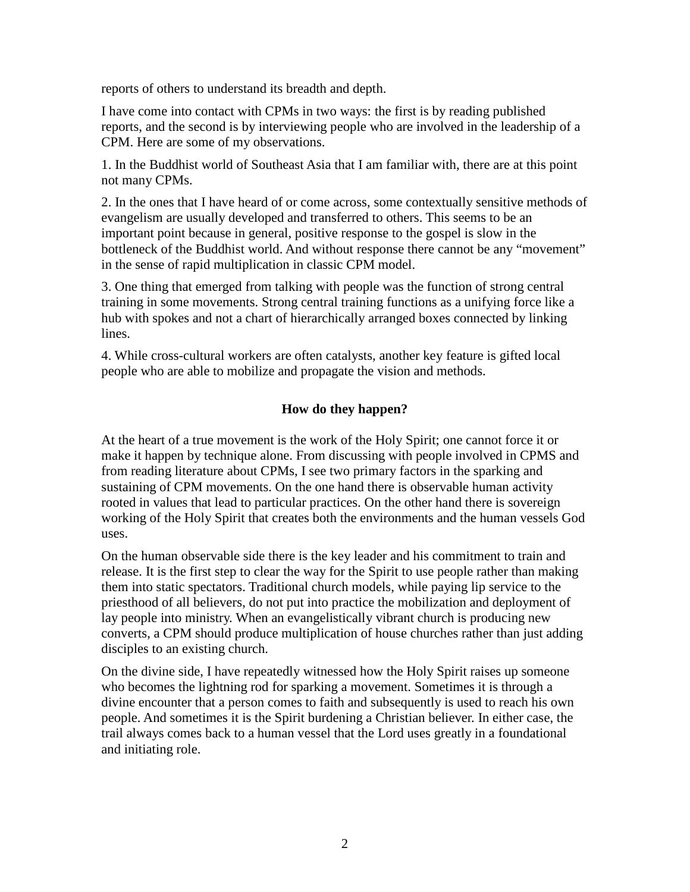reports of others to understand its breadth and depth.

I have come into contact with CPMs in two ways: the first is by reading published reports, and the second is by interviewing people who are involved in the leadership of a CPM. Here are some of my observations.

1. In the Buddhist world of Southeast Asia that I am familiar with, there are at this point not many CPMs.

2. In the ones that I have heard of or come across, some contextually sensitive methods of evangelism are usually developed and transferred to others. This seems to be an important point because in general, positive response to the gospel is slow in the bottleneck of the Buddhist world. And without response there cannot be any "movement" in the sense of rapid multiplication in classic CPM model.

3. One thing that emerged from talking with people was the function of strong central training in some movements. Strong central training functions as a unifying force like a hub with spokes and not a chart of hierarchically arranged boxes connected by linking lines.

4. While cross-cultural workers are often catalysts, another key feature is gifted local people who are able to mobilize and propagate the vision and methods.

## How do they happen?

At the heart of a true movement is the work of the Holy Spirit; one cannot force it or make it happen by technique alone. From discussing with people involved in CPMS and from reading literature about CPMs, I see two primary factors in the sparking and sustaining of CPM movements. On the one hand there is observable human activity rooted in values that lead to particular practices. On the other hand there is sovereign working of the Holy Spirit that creates both the environments and the human vessels God uses.

On the human observable side there is the key leader and his commitment to train and release. It is the first step to clear the way for the Spirit to use people rather than making them into static spectators. Traditional church models, while paying lip service to the priesthood of all believers, do not put into practice the mobilization and deployment of lay people into ministry. When an evangelistically vibrant church is producing new converts, a CPM should produce multiplication of house churches rather than just adding disciples to an existing church.

On the divine side, I have repeatedly witnessed how the Holy Spirit raises up someone who becomes the lightning rod for sparking a movement. Sometimes it is through a divine encounter that a person comes to faith and subsequently is used to reach his own people. And sometimes it is the Spirit burdening a Christian believer. In either case, the trail always comes back to a human vessel that the Lord uses greatly in a foundational and initiating role.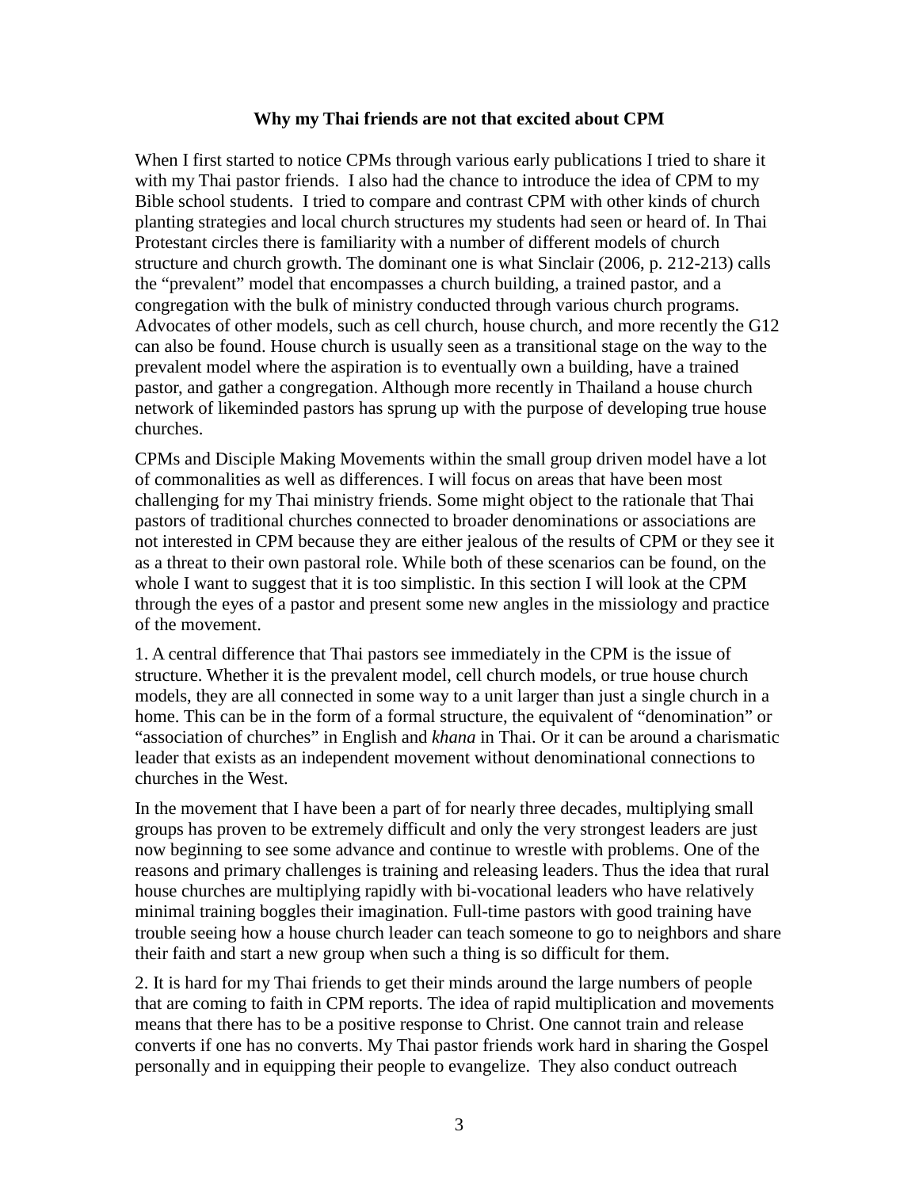**Why my Thai friends are not that excited about CPM**

When I first started to notice CPMs through various early publications I tried to share it with my Thai pastor friends. I also had the chance to introduce the idea of CPM to my Bible school students. I tried to compare and contrast CPM with other kinds of church planting strategies and local church structures my students had seen or heard of. In Thai Protestant circles there is familiarity with a number of different models of church structure and church growth. The dominant one is what Sinclair (2006, p. 212-213) calls the "prevalent" model that encompasses a church building, a trained pastor, and a congregation with the bulk of ministry conducted through various church programs. Advocates of other models, such as cell church, house church, and more recently the G12 can also be found. House church is usually seen as a transitional stage on the way to the prevalent model where the aspiration is to eventually own a building, have a trained pastor, and gather a congregation. Although more recently in Thailand a house church network of likeminded pastors has sprung up with the purpose of developing true house churches.

CPMs and Disciple Making Movements within the small group driven model have a lot of commonalities as well as differences. I will focus on areas that have been most challenging for my Thai ministry friends. Some might object to the rationale that Thai pastors of traditional churches connected to broader denominations or associations are not interested in CPM because they are either jealous of the results of CPM or they see it as a threat to their own pastoral role. While both of these scenarios can be found, on the whole I want to suggest that it is too simplistic. In this section I will look at the CPM through the eyes of a pastor and present some new angles in the missiology and practice of the movement.

1. A central difference that Thai pastors see immediately in the CPM is the issue of structure. Whether it is the prevalent model, cell church models, or true house church models, they are all connected in some way to a unit larger than just a single church in a home. This can be in the form of a formal structure, the equivalent of "denomination" or "association of churches" in English and *khana* in Thai. Or it can be around a charismatic leader that exists as an independent movement without denominational connections to churches in the West.

In the movement that I have been a part of for nearly three decades, multiplying small groups has proven to be extremely difficult and only the very strongest leaders are just now beginning to see some advance and continue to wrestle with problems. One of the reasons and primary challenges is training and releasing leaders. Thus the idea that rural house churches are multiplying rapidly with bi-vocational leaders who have relatively minimal training boggles their imagination. Full-time pastors with good training have trouble seeing how a house church leader can teach someone to go to neighbors and share their faith and start a new group when such a thing is so difficult for them.

2. It is hard for my Thai friends to get their minds around the large numbers of people that are coming to faith in CPM reports. The idea of rapid multiplication and movements means that there has to be a positive response to Christ. One cannot train and release converts if one has no converts. My Thai pastor friends work hard in sharing the Gospel personally and in equipping their people to evangelize. They also conduct outreach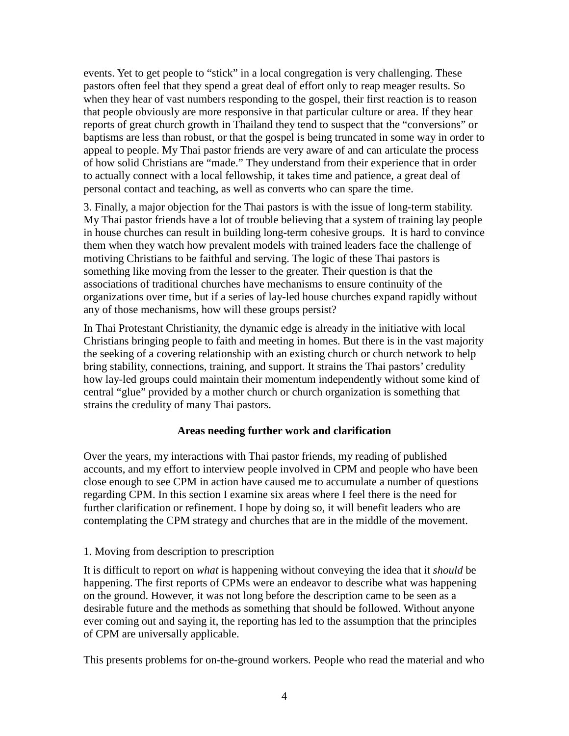events. Yet to get people to "stick" in a local congregation is very challenging. These pastors often feel that they spend a great deal of effort only to reap meager results. So when they hear of vast numbers responding to the gospel, their first reaction is to reason that people obviously are more responsive in that particular culture or area. If they hear reports of great church growth in Thailand they tend to suspect that the "conversions" or baptisms are less than robust, or that the gospel is being truncated in some way in order to appeal to people. My Thai pastor friends are very aware of and can articulate the process of how solid Christians are "made." They understand from their experience that in order to actually connect with a local fellowship, it takes time and patience, a great deal of personal contact and teaching, as well as converts who can spare the time.

3. Finally, a major objection for the Thai pastors is with the issue of long-term stability. My Thai pastor friends have a lot of trouble believing that a system of training lay people in house churches can result in building long-term cohesive groups. It is hard to convince them when they watch how prevalent models with trained leaders face the challenge of motiving Christians to be faithful and serving. The logic of these Thai pastors is something like moving from the lesser to the greater. Their question is that the associations of traditional churches have mechanisms to ensure continuity of the organizations over time, but if a series of lay-led house churches expand rapidly without any of those mechanisms, how will these groups persist?

In Thai Protestant Christianity, the dynamic edge is already in the initiative with local Christians bringing people to faith and meeting in homes. But there is in the vast majority the seeking of a covering relationship with an existing church or church network to help bring stability, connections, training, and support. It strains the Thai pastors' credulity how lay-led groups could maintain their momentum independently without some kind of central "glue" provided by a mother church or church organization is something that strains the credulity of many Thai pastors.

## Areas needing further work and clarification

Over the years, my interactions with Thai pastor friends, my reading of published accounts, and my effort to interview people involved in CPM and people who have been close enough to see CPM in action have caused me to accumulate a number of questions regarding CPM. In this section I examine six areas where I feel there is the need for further clarification or refinement. I hope by doing so, it will benefit leaders who are contemplating the CPM strategy and churches that are in the middle of the movement.

### 1. Moving from description to prescription

It is difficult to report on *what* is happening without conveying the idea that it *should* be happening. The first reports of CPMs were an endeavor to describe what was happening on the ground. However, it was not long before the description came to be seen as a desirable future and the methods as something that should be followed. Without anyone ever coming out and saying it, the reporting has led to the assumption that the principles of CPM are universally applicable.

This presents problems for on-the-ground workers. People who read the material and who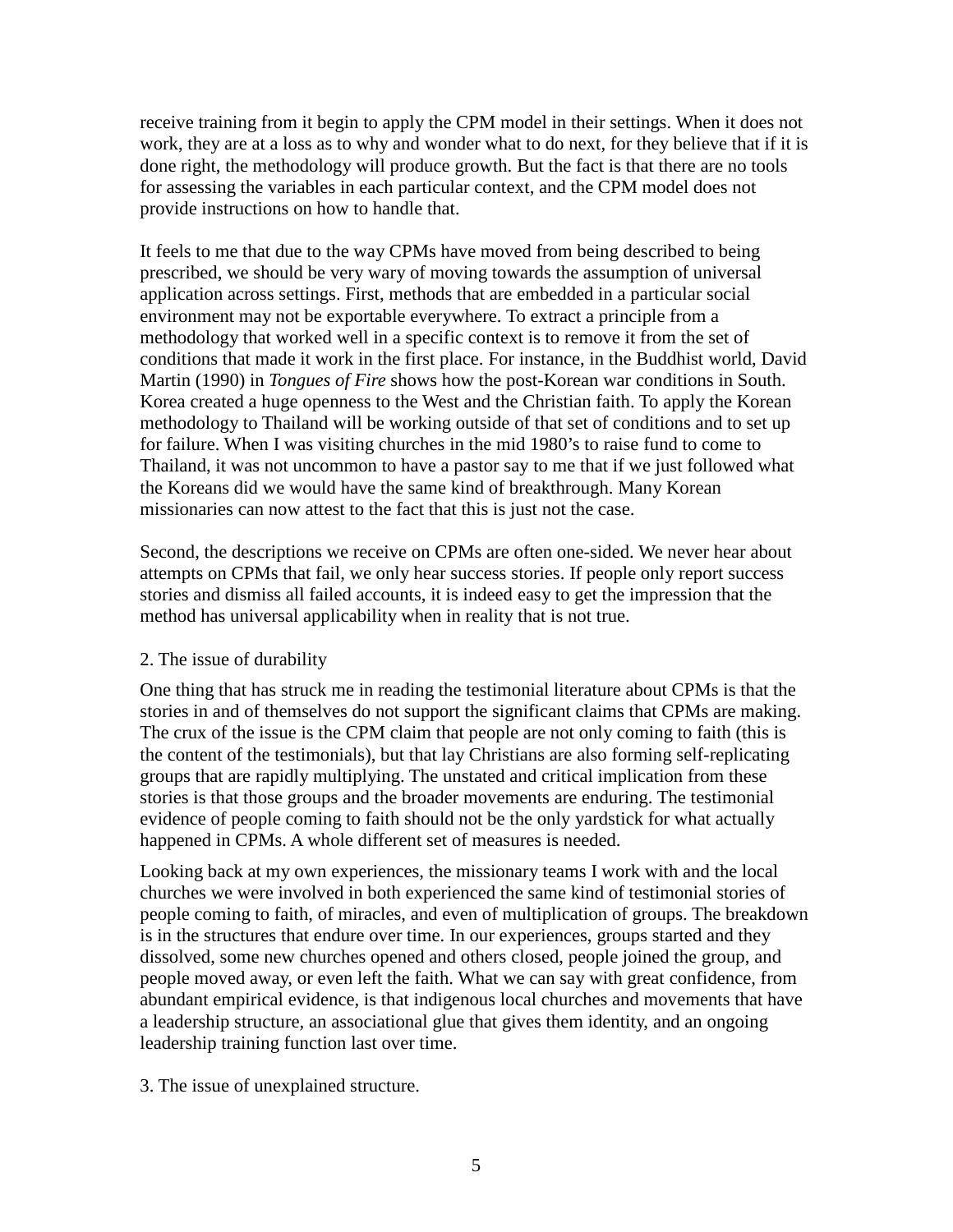receive training from it begin to apply the CPM model in their settings. When it does not work, they are at a loss as to why and wonder what to do next, for they believe that if it is done right, the methodology will produce growth. But the fact is that there are no tools for assessing the variables in each particular context, and the CPM model does not provide instructions on how to handle that.

It feels to me that due to the way CPMs have moved from being described to being prescribed, we should be very wary of moving towards the assumption of universal application across settings. First, methods that are embedded in a particular social environment may not be exportable everywhere. To extract a principle from a methodology that worked well in a specific context is to remove it from the set of conditions that made it work in the first place. For instance, in the Buddhist world, David Martin (1990) in *Tongues of Fire* shows how the post-Korean war conditions in South. Korea created a huge openness to the West and the Christian faith. To apply the Korean methodology to Thailand will be working outside of that set of conditions and to set up for failure. When I was visiting churches in the mid 1980's to raise fund to come to Thailand, it was not uncommon to have a pastor say to me that if we just followed what the Koreans did we would have the same kind of breakthrough. Many Korean missionaries can now attest to the fact that this is just not the case.

Second, the descriptions we receive on CPMs are often one-sided. We never hear about attempts on CPMs that fail, we only hear success stories. If people only report success stories and dismiss all failed accounts, it is indeed easy to get the impression that the method has universal applicability when in reality that is not true.

2. The issue of durability

One thing that has struck me in reading the testimonial literature about CPMs is that the stories in and of themselves do not support the significant claims that CPMs are making. The crux of the issue is the CPM claim that people are not only coming to faith (this is the content of the testimonials), but that lay Christians are also forming self-replicating groups that are rapidly multiplying. The unstated and critical implication from these stories is that those groups and the broader movements are enduring. The testimonial evidence of people coming to faith should not be the only yardstick for what actually happened in CPMs. A whole different set of measures is needed.

Looking back at my own experiences, the missionary teams I work with and the local churches we were involved in both experienced the same kind of testimonial stories of people coming to faith, of miracles, and even of multiplication of groups. The breakdown is in the structures that endure over time. In our experiences, groups started and they dissolved, some new churches opened and others closed, people joined the group, and people moved away, or even left the faith. What we can say with great confidence, from abundant empirical evidence, is that indigenous local churches and movements that have a leadership structure, an associational glue that gives them identity, and an ongoing leadership training function last over time.

3. The issue of unexplained structure.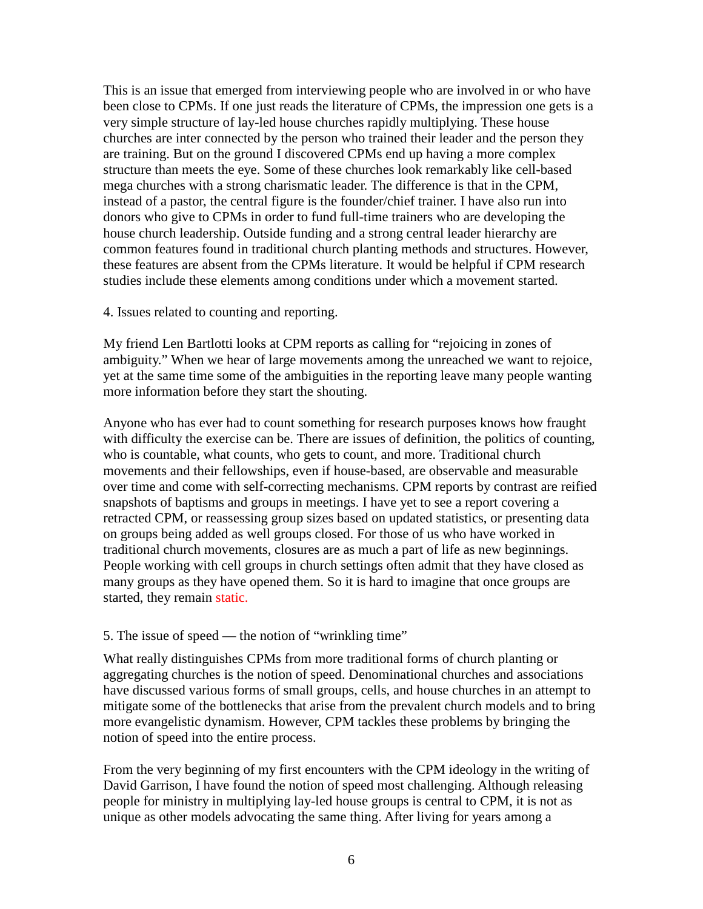This is an issue that emerged from interviewing people who are involved in or who have been close to CPMs. If one just reads the literature of CPMs, the impression one gets is a very simple structure of lay-led house churches rapidly multiplying. These house churches are inter connected by the person who trained their leader and the person they are training. But on the ground I discovered CPMs end up having a more complex structure than meets the eye. Some of these churches look remarkably like cell-based mega churches with a strong charismatic leader. The difference is that in the CPM, instead of a pastor, the central figure is the founder/chief trainer. I have also run into donors who give to CPMs in order to fund full-time trainers who are developing the house church leadership. Outside funding and a strong central leader hierarchy are common features found in traditional church planting methods and structures. However, these features are absent from the CPMs literature. It would be helpful if CPM research studies include these elements among conditions under which a movement started.

4. Issues related to counting and reporting.

My friend Len Bartlotti looks at CPM reports as calling for "rejoicing in zones of ambiguity." When we hear of large movements among the unreached we want to rejoice, yet at the same time some of the ambiguities in the reporting leave many people wanting more information before they start the shouting.

Anyone who has ever had to count something for research purposes knows how fraught with difficulty the exercise can be. There are issues of definition, the politics of counting, who is countable, what counts, who gets to count, and more. Traditional church movements and their fellowships, even if house-based, are observable and measurable over time and come with self-correcting mechanisms. CPM reports by contrast are reified snapshots of baptisms and groups in meetings. I have yet to see a report covering a retracted CPM, or reassessing group sizes based on updated statistics, or presenting data on groups being added as well groups closed. For those of us who have worked in traditional church movements, closures are as much a part of life as new beginnings. People working with cell groups in church settings often admit that they have closed as many groups as they have opened them. So it is hard to imagine that once groups are started, they remain static.

5. The issue of speed — the notion of "wrinkling time"

What really distinguishes CPMs from more traditional forms of church planting or aggregating churches is the notion of speed. Denominational churches and associations have discussed various forms of small groups, cells, and house churches in an attempt to mitigate some of the bottlenecks that arise from the prevalent church models and to bring more evangelistic dynamism. However, CPM tackles these problems by bringing the notion of speed into the entire process.

From the very beginning of my first encounters with the CPM ideology in the writing of David Garrison, I have found the notion of speed most challenging. Although releasing people for ministry in multiplying lay-led house groups is central to CPM, it is not as unique as other models advocating the same thing. After living for years among a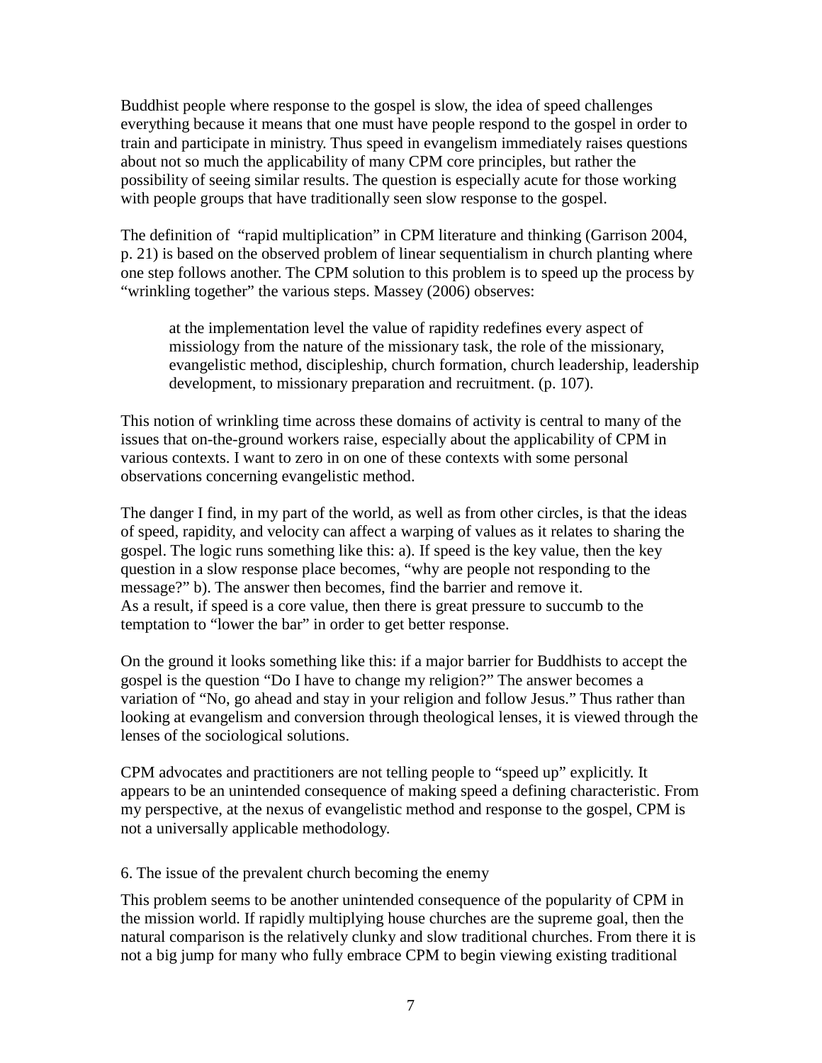Buddhist people where response to the gospel is slow, the idea of speed challenges everything because it means that one must have people respond to the gospel in order to train and participate in ministry. Thus speed in evangelism immediately raises questions about not so much the applicability of many CPM core principles, but rather the possibility of seeing similar results. The question is especially acute for those working with people groups that have traditionally seen slow response to the gospel.

The definition of "rapid multiplication" in CPM literature and thinking (Garrison 2004, p. 21) is based on the observed problem of linear sequentialism in church planting where one step follows another. The CPM solution to this problem is to speed up the process by "wrinkling together" the various steps. Massey (2006) observes:

> at the implementation level the value of rapidity redefines every aspect of missiology from the nature of the missionary task, the role of the missionary, evangelistic method, discipleship, church formation, church leadership, leadership development, to missionary preparation and recruitment. (p. 107).

This notion of wrinkling time across these domains of activity is central to many of the issues that on-the-ground workers raise, especially about the applicability of CPM in various contexts. I want to zero in on one of these contexts with some personal observations concerning evangelistic method.

The danger I find, in my part of the world, as well as from other circles, is that the ideas of speed, rapidity, and velocity can affect a warping of values as it relates to sharing the gospel. The logic runs something like this: a). If speed is the key value, then the key question in a slow response place becomes, "why are people not responding to the message?" b). The answer then becomes, find the barrier and remove it.
As a result, if speed is a core value, then there is great pressure to succumb to the temptation to "lower the bar" in order to get better response.

On the ground it looks something like this: if a major barrier for Buddhists to accept the gospel is the question "Do I have to change my religion?" The answer becomes a variation of "No, go ahead and stay in your religion and follow Jesus." Thus rather than looking at evangelism and conversion through theological lenses, it is viewed through the lenses of the sociological solutions.

CPM advocates and practitioners are not telling people to "speed up" explicitly. It appears to be an unintended consequence of making speed a defining characteristic. From my perspective, at the nexus of evangelistic method and response to the gospel, CPM is not a universally applicable methodology.

6. The issue of the prevalent church becoming the enemy

This problem seems to be another unintended consequence of the popularity of CPM in the mission world. If rapidly multiplying house churches are the supreme goal, then the natural comparison is the relatively clunky and slow traditional churches. From there it is not a big jump for many who fully embrace CPM to begin viewing existing traditional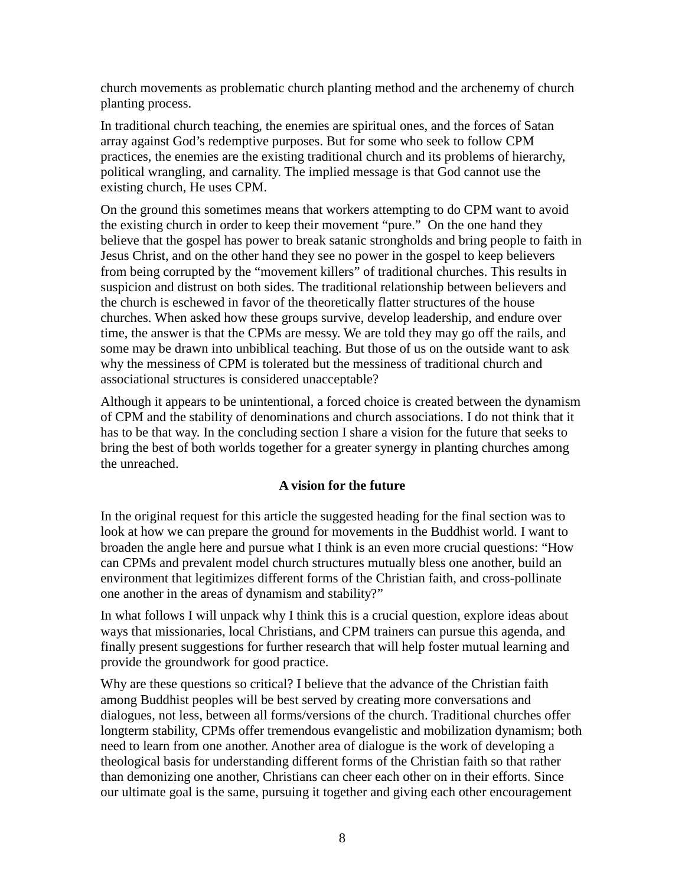church movements as problematic church planting method and the archenemy of church planting process.

In traditional church teaching, the enemies are spiritual ones, and the forces of Satan array against God's redemptive purposes. But for some who seek to follow CPM practices, the enemies are the existing traditional church and its problems of hierarchy, political wrangling, and carnality. The implied message is that God cannot use the existing church, He uses CPM.

On the ground this sometimes means that workers attempting to do CPM want to avoid the existing church in order to keep their movement "pure." On the one hand they believe that the gospel has power to break satanic strongholds and bring people to faith in Jesus Christ, and on the other hand they see no power in the gospel to keep believers from being corrupted by the "movement killers" of traditional churches. This results in suspicion and distrust on both sides. The traditional relationship between believers and the church is eschewed in favor of the theoretically flatter structures of the house churches. When asked how these groups survive, develop leadership, and endure over time, the answer is that the CPMs are messy. We are told they may go off the rails, and some may be drawn into unbiblical teaching. But those of us on the outside want to ask why the messiness of CPM is tolerated but the messiness of traditional church and associational structures is considered unacceptable?

Although it appears to be unintentional, a forced choice is created between the dynamism of CPM and the stability of denominations and church associations. I do not think that it has to be that way. In the concluding section I share a vision for the future that seeks to bring the best of both worlds together for a greater synergy in planting churches among the unreached.

## A vision for the future

In the original request for this article the suggested heading for the final section was to look at how we can prepare the ground for movements in the Buddhist world. I want to broaden the angle here and pursue what I think is an even more crucial questions: "How can CPMs and prevalent model church structures mutually bless one another, build an environment that legitimizes different forms of the Christian faith, and cross-pollinate one another in the areas of dynamism and stability?"

In what follows I will unpack why I think this is a crucial question, explore ideas about ways that missionaries, local Christians, and CPM trainers can pursue this agenda, and finally present suggestions for further research that will help foster mutual learning and provide the groundwork for good practice.

Why are these questions so critical? I believe that the advance of the Christian faith among Buddhist peoples will be best served by creating more conversations and dialogues, not less, between all forms/versions of the church. Traditional churches offer longterm stability, CPMs offer tremendous evangelistic and mobilization dynamism; both need to learn from one another. Another area of dialogue is the work of developing a theological basis for understanding different forms of the Christian faith so that rather than demonizing one another, Christians can cheer each other on in their efforts. Since our ultimate goal is the same, pursuing it together and giving each other encouragement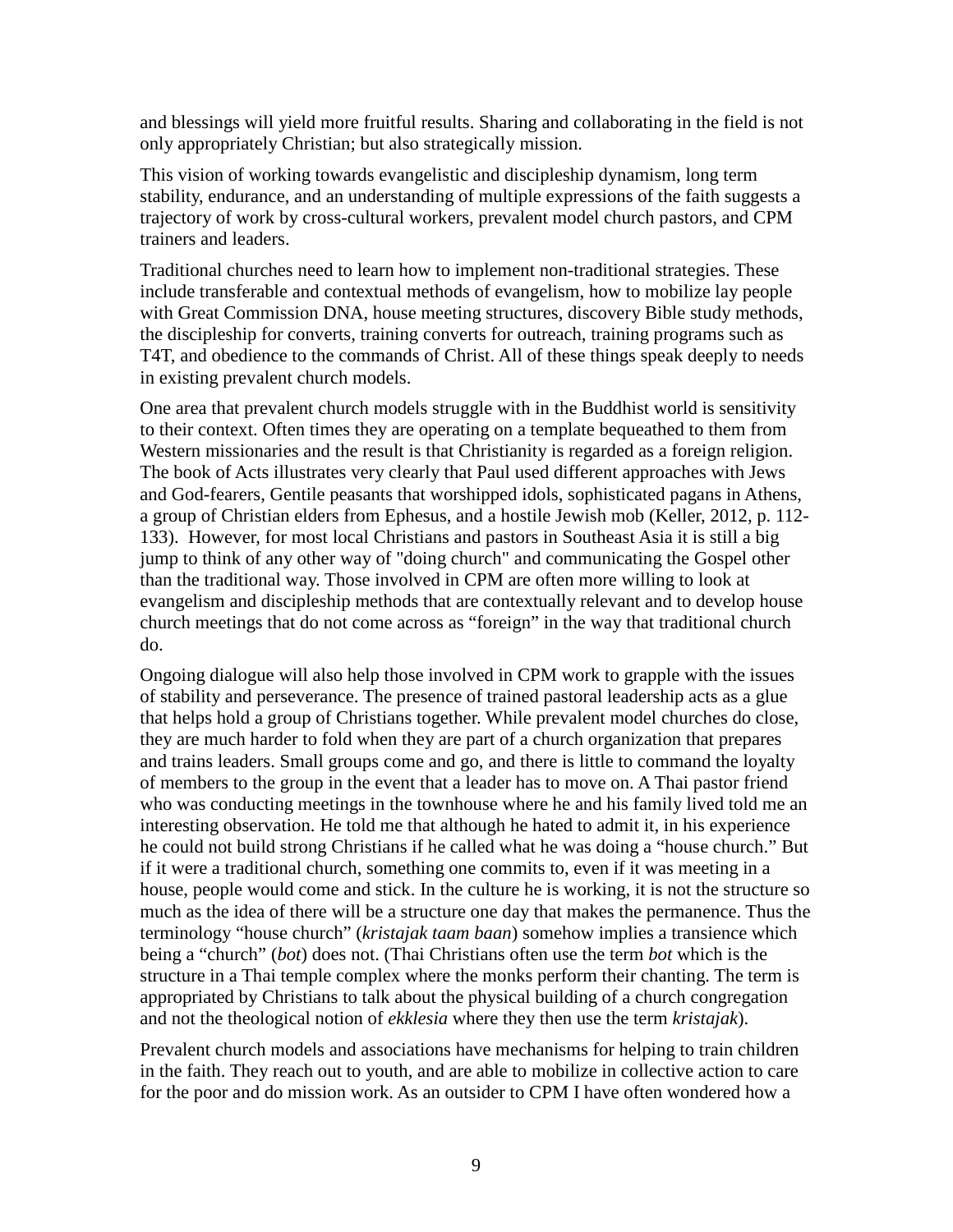and blessings will yield more fruitful results. Sharing and collaborating in the field is not only appropriately Christian; but also strategically mission.

This vision of working towards evangelistic and discipleship dynamism, long term stability, endurance, and an understanding of multiple expressions of the faith suggests a trajectory of work by cross-cultural workers, prevalent model church pastors, and CPM trainers and leaders.

Traditional churches need to learn how to implement non-traditional strategies. These include transferable and contextual methods of evangelism, how to mobilize lay people with Great Commission DNA, house meeting structures, discovery Bible study methods, the discipleship for converts, training converts for outreach, training programs such as T4T, and obedience to the commands of Christ. All of these things speak deeply to needs in existing prevalent church models.

One area that prevalent church models struggle with in the Buddhist world is sensitivity to their context. Often times they are operating on a template bequeathed to them from Western missionaries and the result is that Christianity is regarded as a foreign religion. The book of Acts illustrates very clearly that Paul used different approaches with Jews and God-fearers, Gentile peasants that worshipped idols, sophisticated pagans in Athens, a group of Christian elders from Ephesus, and a hostile Jewish mob (Keller, 2012, p. 112-133). However, for most local Christians and pastors in Southeast Asia it is still a big jump to think of any other way of "doing church" and communicating the Gospel other than the traditional way. Those involved in CPM are often more willing to look at evangelism and discipleship methods that are contextually relevant and to develop house church meetings that do not come across as “foreign” in the way that traditional church do.

Ongoing dialogue will also help those involved in CPM work to grapple with the issues of stability and perseverance. The presence of trained pastoral leadership acts as a glue that helps hold a group of Christians together. While prevalent model churches do close, they are much harder to fold when they are part of a church organization that prepares and trains leaders. Small groups come and go, and there is little to command the loyalty of members to the group in the event that a leader has to move on. A Thai pastor friend who was conducting meetings in the townhouse where he and his family lived told me an interesting observation. He told me that although he hated to admit it, in his experience he could not build strong Christians if he called what he was doing a “house church.” But if it were a traditional church, something one commits to, even if it was meeting in a house, people would come and stick. In the culture he is working, it is not the structure so much as the idea of there will be a structure one day that makes the permanence. Thus the terminology “house church” (*kristajak taam baan*) somehow implies a transience which being a “church” (*bot*) does not. (Thai Christians often use the term *bot* which is the structure in a Thai temple complex where the monks perform their chanting. The term is appropriated by Christians to talk about the physical building of a church congregation and not the theological notion of *ekklesia* where they then use the term *kristajak*).

Prevalent church models and associations have mechanisms for helping to train children in the faith. They reach out to youth, and are able to mobilize in collective action to care for the poor and do mission work. As an outsider to CPM I have often wondered how a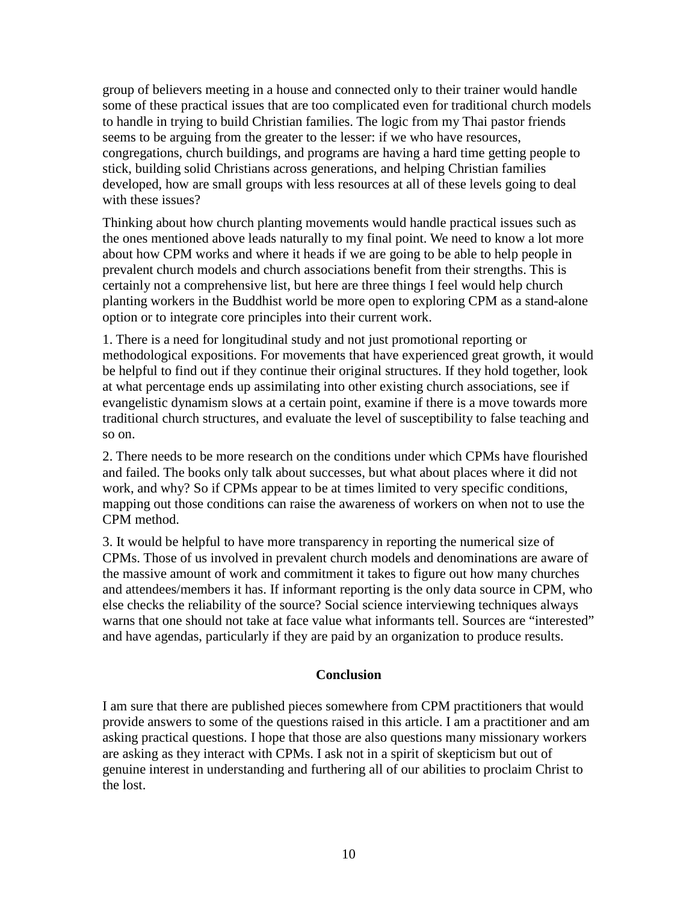group of believers meeting in a house and connected only to their trainer would handle some of these practical issues that are too complicated even for traditional church models to handle in trying to build Christian families. The logic from my Thai pastor friends seems to be arguing from the greater to the lesser: if we who have resources, congregations, church buildings, and programs are having a hard time getting people to stick, building solid Christians across generations, and helping Christian families developed, how are small groups with less resources at all of these levels going to deal with these issues?

Thinking about how church planting movements would handle practical issues such as the ones mentioned above leads naturally to my final point. We need to know a lot more about how CPM works and where it heads if we are going to be able to help people in prevalent church models and church associations benefit from their strengths. This is certainly not a comprehensive list, but here are three things I feel would help church planting workers in the Buddhist world be more open to exploring CPM as a stand-alone option or to integrate core principles into their current work.

1. There is a need for longitudinal study and not just promotional reporting or methodological expositions. For movements that have experienced great growth, it would be helpful to find out if they continue their original structures. If they hold together, look at what percentage ends up assimilating into other existing church associations, see if evangelistic dynamism slows at a certain point, examine if there is a move towards more traditional church structures, and evaluate the level of susceptibility to false teaching and so on.

2. There needs to be more research on the conditions under which CPMs have flourished and failed. The books only talk about successes, but what about places where it did not work, and why? So if CPMs appear to be at times limited to very specific conditions, mapping out those conditions can raise the awareness of workers on when not to use the CPM method.

3. It would be helpful to have more transparency in reporting the numerical size of CPMs. Those of us involved in prevalent church models and denominations are aware of the massive amount of work and commitment it takes to figure out how many churches and attendees/members it has. If informant reporting is the only data source in CPM, who else checks the reliability of the source? Social science interviewing techniques always warns that one should not take at face value what informants tell. Sources are "interested" and have agendas, particularly if they are paid by an organization to produce results.

## Conclusion

I am sure that there are published pieces somewhere from CPM practitioners that would provide answers to some of the questions raised in this article. I am a practitioner and am asking practical questions. I hope that those are also questions many missionary workers are asking as they interact with CPMs. I ask not in a spirit of skepticism but out of genuine interest in understanding and furthering all of our abilities to proclaim Christ to the lost.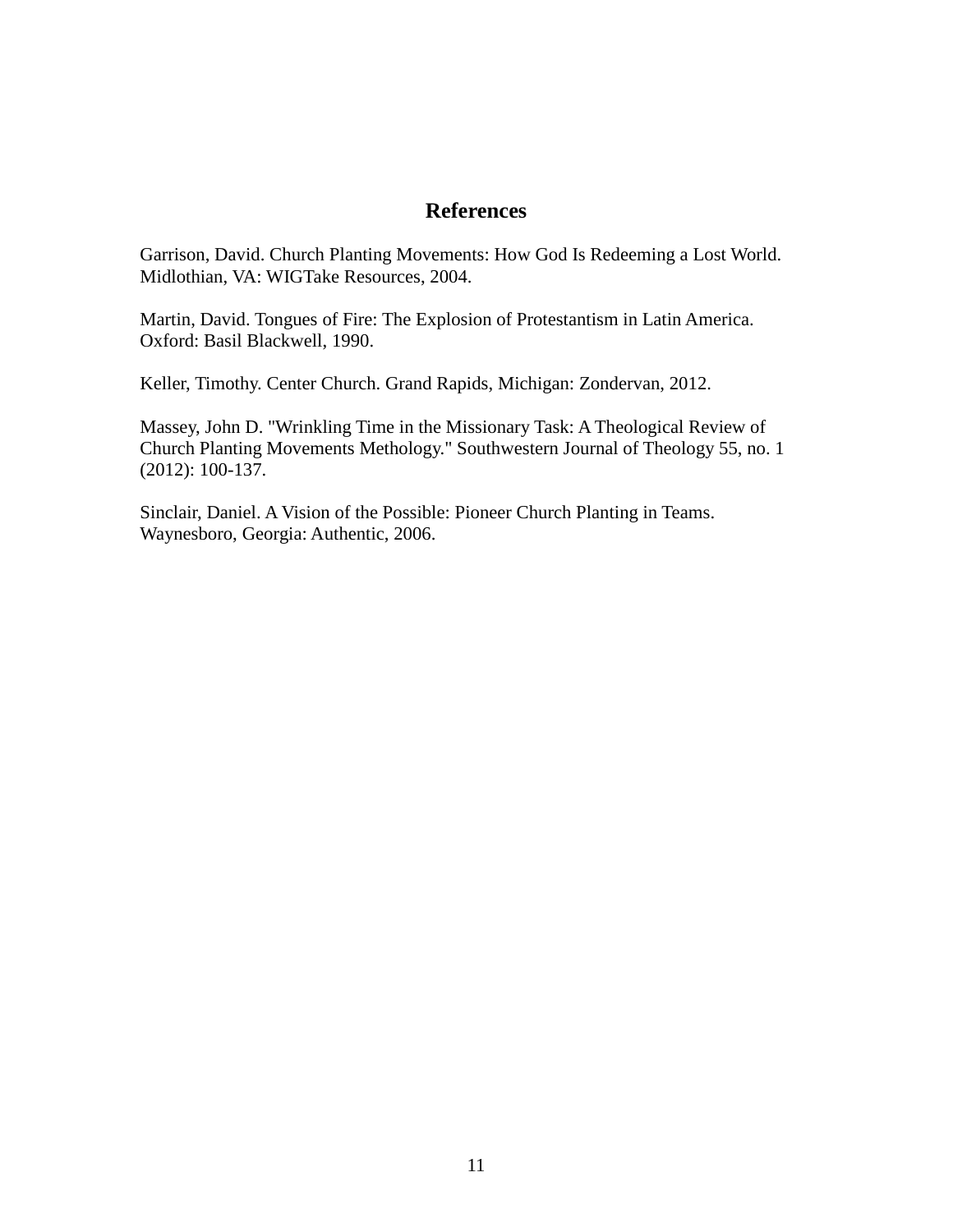# References

Garrison, David. Church Planting Movements: How God Is Redeeming a Lost World. Midlothian, VA: WIGTake Resources, 2004.

Martin, David. Tongues of Fire: The Explosion of Protestantism in Latin America. Oxford: Basil Blackwell, 1990.

Keller, Timothy. Center Church. Grand Rapids, Michigan: Zondervan, 2012.

Massey, John D. "Wrinkling Time in the Missionary Task: A Theological Review of Church Planting Movements Methology." Southwestern Journal of Theology 55, no. 1 (2012): 100-137.

Sinclair, Daniel. A Vision of the Possible: Pioneer Church Planting in Teams. Waynesboro, Georgia: Authentic, 2006.